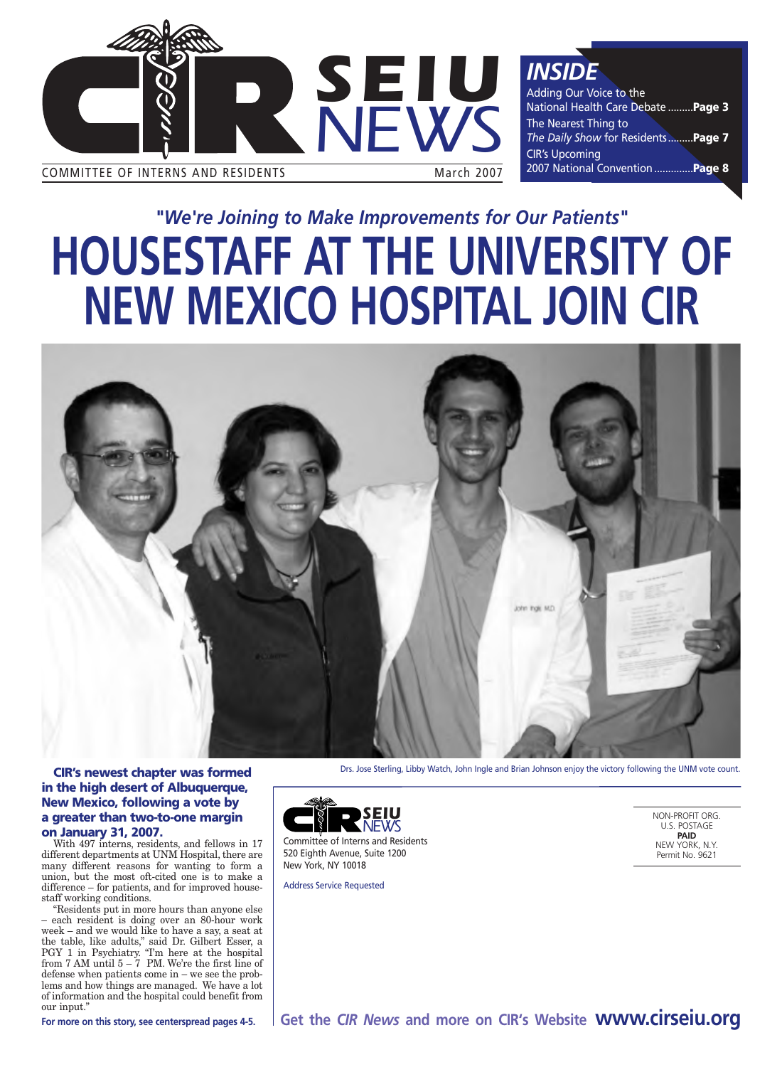# CIR SEIU NEWS

COMMITTEE OF INTERNS AND RESIDENTS — March 2007

## *INSIDE*

- Adding Our Voice to the National Health Care Debate ......... **Page 3**
- The Nearest Thing to *The Daily Show* for Residents......... **Page 7**
- CIR's Upcoming 2007 National Convention .............. **Page 8**

## *"We're Joining to Make Improvements for Our Patients"*

# HOUSESTAFF AT THE UNIVERSITY OF NEW MEXICO HOSPITAL JOIN CIR

Drs. Jose Sterling, Libby Watch, John Ingle and Brian Johnson enjoy the victory following the UNM vote count.

**CIR's newest chapter was formed in the high desert of Albuquerque, New Mexico, following a vote by a greater than two-to-one margin on January 31, 2007.**

With 497 interns, residents, and fellows in 17 different departments at UNM Hospital, there are many different reasons for wanting to form a union, but the most oft-cited one is to make a difference – for patients, and for improved housestaff working conditions.

"Residents put in more hours than anyone else – each resident is doing over an 80-hour work week – and we would like to have a say, a seat at the table, like adults," said Dr. Gilbert Esser, a PGY 1 in Psychiatry. "I'm here at the hospital from 7 AM until 5 – 7 PM. We're the first line of defense when patients come in – we see the problems and how things are managed. We have a lot of information and the hospital could benefit from our input."

**For more on this story, see centerspread pages 4-5.**

CIR SEIU NEWS
Committee of Interns and Residents
520 Eighth Avenue, Suite 1200
New York, NY 10018

Address Service Requested

NON-PROFIT ORG.
U.S. POSTAGE
**PAID**
NEW YORK, N.Y.
Permit No. 9621

**Get the *CIR News* and more on CIR's Website www.cirseiu.org**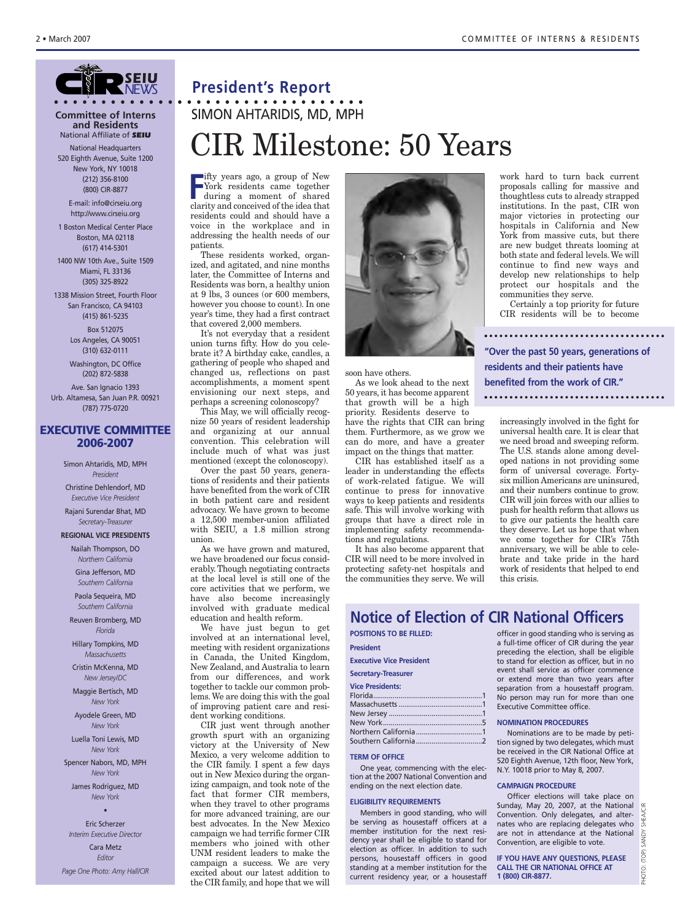## CIR SEIU NEWS

**Committee of Interns and Residents**
National Affiliate of **SEIU**

National Headquarters
520 Eighth Avenue, Suite 1200
New York, NY 10018
(212) 356-8100
(800) CIR-8877

E-mail: info@cirseiu.org
http://www.cirseiu.org

1 Boston Medical Center Place
Boston, MA 02118
(617) 414-5301

1400 NW 10th Ave., Suite 1509
Miami, FL 33136
(305) 325-8922

1338 Mission Street, Fourth Floor
San Francisco, CA 94103
(415) 861-5235

Box 512075
Los Angeles, CA 90051
(310) 632-0111

Washington, DC Office
(202) 872-5838

Ave. San Ignacio 1393
Urb. Altamesa, San Juan P.R. 00921
(787) 775-0720

### EXECUTIVE COMMITTEE 2006-2007

Simon Ahtaridis, MD, MPH
*President*

Christine Dehlendorf, MD
*Executive Vice President*

Rajani Surendar Bhat, MD
*Secretary-Treasurer*

**REGIONAL VICE PRESIDENTS**

Nailah Thompson, DO
*Northern California*

Gina Jefferson, MD
*Southern California*

Paola Sequeira, MD
*Southern California*

Reuven Bromberg, MD
*Florida*

Hillary Tompkins, MD
*Massachusetts*

Cristin McKenna, MD
*New Jersey/DC*

Maggie Bertisch, MD
*New York*

Ayodele Green, MD
*New York*

Luella Toni Lewis, MD
*New York*

Spencer Nabors, MD, MPH
*New York*

James Rodriguez, MD
*New York*

•

Eric Scherzer
*Interim Executive Director*

Cara Metz
*Editor*

*Page One Photo: Amy Hall/CIR*

## President's Report

SIMON AHTARIDIS, MD, MPH

# CIR Milestone: 50 Years

Fifty years ago, a group of New York residents came together during a moment of shared clarity and conceived of the idea that residents could and should have a voice in the workplace and in addressing the health needs of our patients.

These residents worked, organized, and agitated, and nine months later, the Committee of Interns and Residents was born, a healthy union at 9 lbs, 3 ounces (or 600 members, however you choose to count). In one year's time, they had a first contract that covered 2,000 members.

It's not everyday that a resident union turns fifty. How do you celebrate it? A birthday cake, candles, a gathering of people who shaped and changed us, reflections on past accomplishments, a moment spent envisioning our next steps, and perhaps a screening colonoscopy?

This May, we will officially recognize 50 years of resident leadership and organizing at our annual convention. This celebration will include much of what was just mentioned (except the colonoscopy).

Over the past 50 years, generations of residents and their patients have benefited from the work of CIR in both patient care and resident advocacy. We have grown to become a 12,500 member-union affiliated with SEIU, a 1.8 million strong union.

As we have grown and matured, we have broadened our focus considerably. Though negotiating contracts at the local level is still one of the core activities that we perform, we have also become increasingly involved with graduate medical education and health reform.

We have just begun to get involved at an international level, meeting with resident organizations in Canada, the United Kingdom, New Zealand, and Australia to learn from our differences, and work together to tackle our common problems. We are doing this with the goal of improving patient care and resident working conditions.

CIR just went through another growth spurt with an organizing victory at the University of New Mexico, a very welcome addition to the CIR family. I spent a few days out in New Mexico during the organizing campaign, and took note of the fact that former CIR members, when they travel to other programs for more advanced training, are our best advocates. In the New Mexico campaign we had terrific former CIR members who joined with other UNM resident leaders to make the campaign a success. We are very excited about our latest addition to the CIR family, and hope that we will soon have others.

As we look ahead to the next 50 years, it has become apparent that growth will be a high priority. Residents deserve to have the rights that CIR can bring them. Furthermore, as we grow we can do more, and have a greater impact on the things that matter.

CIR has established itself as a leader in understanding the effects of work-related fatigue. We will continue to press for innovative ways to keep patients and residents safe. This will involve working with groups that have a direct role in implementing safety recommendations and regulations.

It has also become apparent that CIR will need to be more involved in protecting safety-net hospitals and the communities they serve. We will work hard to turn back current proposals calling for massive and thoughtless cuts to already strapped institutions. In the past, CIR won major victories in protecting our hospitals in California and New York from massive cuts, but there are new budget threats looming at both state and federal levels. We will continue to find new ways and develop new relationships to help protect our hospitals and the communities they serve.

Certainly a top priority for future CIR residents will be to become increasingly involved in the fight for universal health care. It is clear that we need broad and sweeping reform. The U.S. stands alone among developed nations in not providing some form of universal coverage. Forty-six million Americans are uninsured, and their numbers continue to grow. CIR will join forces with our allies to push for health reform that allows us to give our patients the health care they deserve. Let us hope that when we come together for CIR's 75th anniversary, we will be able to celebrate and take pride in the hard work of residents that helped to end this crisis.

> **"Over the past 50 years, generations of residents and their patients have benefited from the work of CIR."**

PHOTO: (TOP) SANDY SHEA/CIR

## Notice of Election of CIR National Officers

**POSITIONS TO BE FILLED:**

**President**

**Executive Vice President**

**Secretary-Treasurer**

**Vice Presidents:**

| | |
|---|---|
| Florida | 1 |
| Massachusetts | 1 |
| New Jersey | 1 |
| New York | 5 |
| Northern California | 1 |
| Southern California | 2 |

**TERM OF OFFICE**

One year, commencing with the election at the 2007 National Convention and ending on the next election date.

**ELIGIBILITY REQUIREMENTS**

Members in good standing, who will be serving as housestaff officers at a member institution for the next residency year shall be eligible to stand for election as officer. In addition to such persons, housestaff officers in good standing at a member institution for the current residency year, or a housestaff officer in good standing who is serving as a full-time officer of CIR during the year preceding the election, shall be eligible to stand for election as officer, but in no event shall service as officer commence or extend more than two years after separation from a housestaff program. No person may run for more than one Executive Committee office.

**NOMINATION PROCEDURES**

Nominations are to be made by petition signed by two delegates, which must be received in the CIR National Office at 520 Eighth Avenue, 12th floor, New York, N.Y. 10018 prior to May 8, 2007.

**CAMPAIGN PROCEDURE**

Officer elections will take place on Sunday, May 20, 2007, at the National Convention. Only delegates, and alternates who are replacing delegates who are not in attendance at the National Convention, are eligible to vote.

**IF YOU HAVE ANY QUESTIONS, PLEASE CALL THE CIR NATIONAL OFFICE AT 1 (800) CIR-8877.**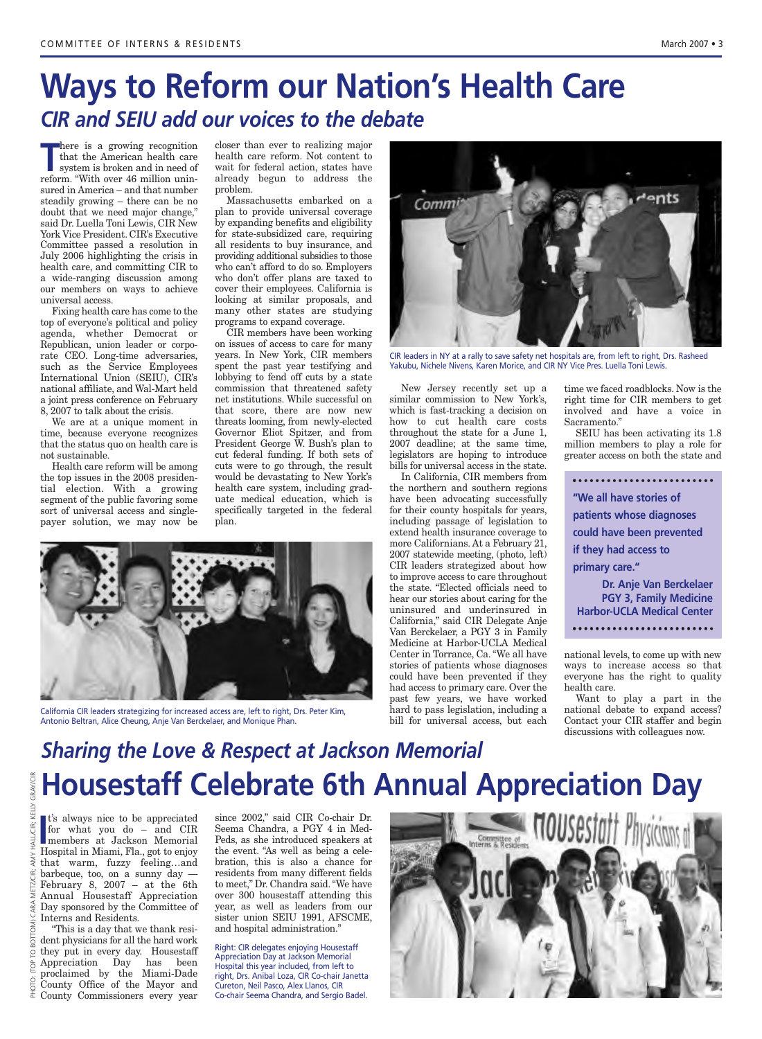# Ways to Reform our Nation's Health Care

## *CIR and SEIU add our voices to the debate*

There is a growing recognition that the American health care system is broken and in need of reform. "With over 46 million uninsured in America – and that number steadily growing – there can be no doubt that we need major change," said Dr. Luella Toni Lewis, CIR New York Vice President. CIR's Executive Committee passed a resolution in July 2006 highlighting the crisis in health care, and committing CIR to a wide-ranging discussion among our members on ways to achieve universal access.

Fixing health care has come to the top of everyone's political and policy agenda, whether Democrat or Republican, union leader or corporate CEO. Long-time adversaries, such as the Service Employees International Union (SEIU), CIR's national affiliate, and Wal-Mart held a joint press conference on February 8, 2007 to talk about the crisis.

We are at a unique moment in time, because everyone recognizes that the status quo on health care is not sustainable.

Health care reform will be among the top issues in the 2008 presidential election. With a growing segment of the public favoring some sort of universal access and single-payer solution, we may now be closer than ever to realizing major health care reform. Not content to wait for federal action, states have already begun to address the problem.

Massachusetts embarked on a plan to provide universal coverage by expanding benefits and eligibility for state-subsidized care, requiring all residents to buy insurance, and providing additional subsidies to those who can't afford to do so. Employers who don't offer plans are taxed to cover their employees. California is looking at similar proposals, and many other states are studying programs to expand coverage.

CIR members have been working on issues of access to care for many years. In New York, CIR members spent the past year testifying and lobbying to fend off cuts by a state commission that threatened safety net institutions. While successful on that score, there are now new threats looming, from newly-elected Governor Eliot Spitzer, and from President George W. Bush's plan to cut federal funding. If both sets of cuts were to go through, the result would be devastating to New York's health care system, including graduate medical education, which is specifically targeted in the federal plan.

CIR leaders in NY at a rally to save safety net hospitals are, from left to right, Drs. Rasheed Yakubu, Nichele Nivens, Karen Morice, and CIR NY Vice Pres. Luella Toni Lewis.

New Jersey recently set up a similar commission to New York's, which is fast-tracking a decision on how to cut health care costs throughout the state for a June 1, 2007 deadline; at the same time, legislators are hoping to introduce bills for universal access in the state.

In California, CIR members from the northern and southern regions have been advocating successfully for their county hospitals for years, including passage of legislation to extend health insurance coverage to more Californians. At a February 21, 2007 statewide meeting, (photo, left) CIR leaders strategized about how to improve access to care throughout the state. "Elected officials need to hear our stories about caring for the uninsured and underinsured in California," said CIR Delegate Anje Van Berckelaer, a PGY 3 in Family Medicine at Harbor-UCLA Medical Center in Torrance, Ca. "We all have stories of patients whose diagnoses could have been prevented if they had access to primary care. Over the past few years, we have worked hard to pass legislation, including a bill for universal access, but each time we faced roadblocks. Now is the right time for CIR members to get involved and have a voice in Sacramento."

SEIU has been activating its 1.8 million members to play a role for greater access on both the state and national levels, to come up with new ways to increase access so that everyone has the right to quality health care.

> **"We all have stories of patients whose diagnoses could have been prevented if they had access to primary care."**
>
> **Dr. Anje Van Berckelaer**
> **PGY 3, Family Medicine**
> **Harbor-UCLA Medical Center**

Want to play a part in the national debate to expand access? Contact your CIR staffer and begin discussions with colleagues now.

California CIR leaders strategizing for increased access are, left to right, Drs. Peter Kim, Antonio Beltran, Alice Cheung, Anje Van Berckelaer, and Monique Phan.

## *Sharing the Love & Respect at Jackson Memorial*

# Housestaff Celebrate 6th Annual Appreciation Day

It's always nice to be appreciated for what you do – and CIR members at Jackson Memorial Hospital in Miami, Fla., got to enjoy that warm, fuzzy feeling…and barbeque, too, on a sunny day — February 8, 2007 – at the 6th Annual Housestaff Appreciation Day sponsored by the Committee of Interns and Residents.

"This is a day that we thank resident physicians for all the hard work they put in every day. Housestaff Appreciation Day has been proclaimed by the Miami-Dade County Office of the Mayor and County Commissioners every year since 2002," said CIR Co-chair Dr. Seema Chandra, a PGY 4 in Med-Peds, as she introduced speakers at the event. "As well as being a celebration, this is also a chance for residents from many different fields to meet," Dr. Chandra said. "We have over 300 housestaff attending this year, as well as leaders from our sister union SEIU 1991, AFSCME, and hospital administration."

Right: CIR delegates enjoying Housestaff Appreciation Day at Jackson Memorial Hospital this year included, from left to right, Drs. Anibal Loza, CIR Co-chair Janetta Cureton, Neil Pasco, Alex Llanos, CIR Co-chair Seema Chandra, and Sergio Badel.

PHOTO: (TOP TO BOTTOM) CARA METZ/CIR; AMY HALL/CIR; KELLY GRAY/CIR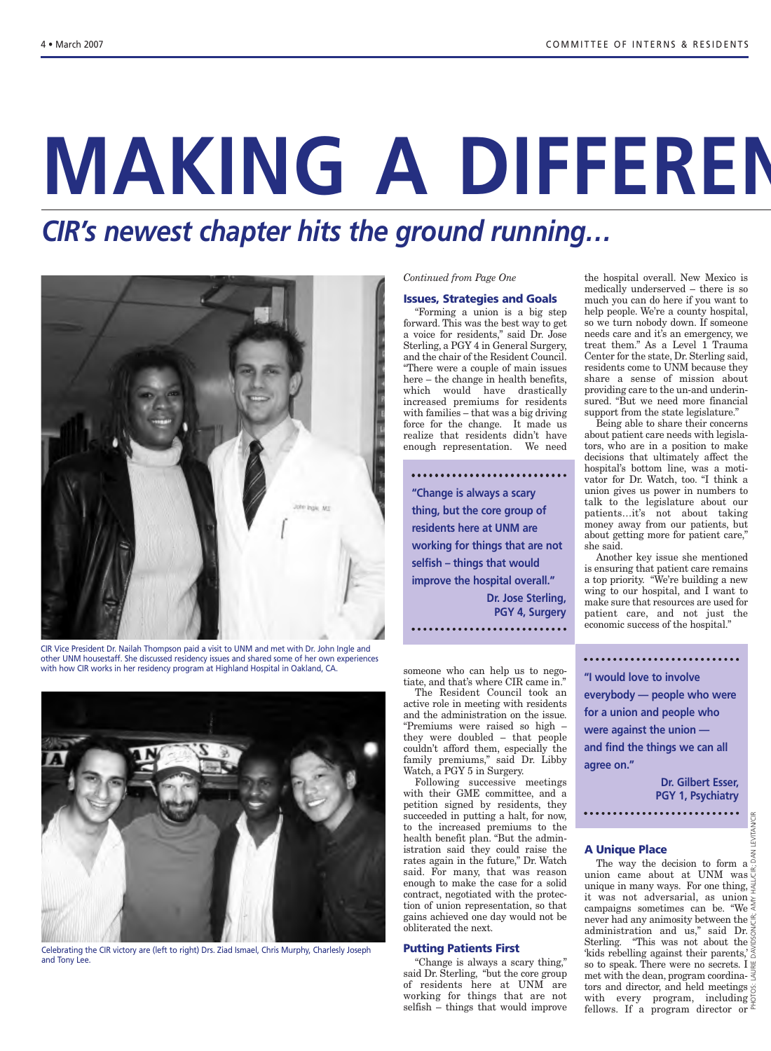# MAKING A DIFFEREN

## *CIR's newest chapter hits the ground running…*

CIR Vice President Dr. Nailah Thompson paid a visit to UNM and met with Dr. John Ingle and other UNM housestaff. She discussed residency issues and shared some of her own experiences with how CIR works in her residency program at Highland Hospital in Oakland, CA.

Celebrating the CIR victory are (left to right) Drs. Ziad Ismael, Chris Murphy, Charlesly Joseph and Tony Lee.

*Continued from Page One*

### Issues, Strategies and Goals

"Forming a union is a big step forward. This was the best way to get a voice for residents," said Dr. Jose Sterling, a PGY 4 in General Surgery, and the chair of the Resident Council. "There were a couple of main issues here – the change in health benefits, which would have drastically increased premiums for residents with families – that was a big driving force for the change. It made us realize that residents didn't have enough representation. We need someone who can help us to negotiate, and that's where CIR came in."

> **"Change is always a scary thing, but the core group of residents here at UNM are working for things that are not selfish – things that would improve the hospital overall."**
>
> **Dr. Jose Sterling, PGY 4, Surgery**

The Resident Council took an active role in meeting with residents and the administration on the issue. "Premiums were raised so high – they were doubled – that people couldn't afford them, especially the family premiums," said Dr. Libby Watch, a PGY 5 in Surgery.

Following successive meetings with their GME committee, and a petition signed by residents, they succeeded in putting a halt, for now, to the increased premiums to the health benefit plan. "But the administration said they could raise the rates again in the future," Dr. Watch said. For many, that was reason enough to make the case for a solid contract, negotiated with the protection of union representation, so that gains achieved one day would not be obliterated the next.

### Putting Patients First

"Change is always a scary thing," said Dr. Sterling, "but the core group of residents here at UNM are working for things that are not selfish – things that would improve the hospital overall. New Mexico is medically underserved – there is so much you can do here if you want to help people. We're a county hospital, so we turn nobody down. If someone needs care and it's an emergency, we treat them." As a Level 1 Trauma Center for the state, Dr. Sterling said, residents come to UNM because they share a sense of mission about providing care to the un-and underinsured. "But we need more financial support from the state legislature."

Being able to share their concerns about patient care needs with legislators, who are in a position to make decisions that ultimately affect the hospital's bottom line, was a motivator for Dr. Watch, too. "I think a union gives us power in numbers to talk to the legislature about our patients…it's not about taking money away from our patients, but about getting more for patient care," she said.

Another key issue she mentioned is ensuring that patient care remains a top priority. "We're building a new wing to our hospital, and I want to make sure that resources are used for patient care, and not just the economic success of the hospital."

> **"I would love to involve everybody — people who were for a union and people who were against the union — and find the things we can all agree on."**
>
> **Dr. Gilbert Esser, PGY 1, Psychiatry**

### A Unique Place

The way the decision to form a union came about at UNM was unique in many ways. For one thing, it was not adversarial, as union campaigns sometimes can be. "We never had any animosity between the administration and us," said Dr. Sterling. "This was not about the 'kids rebelling against their parents,' so to speak. There were no secrets. I met with the dean, program coordinators and director, and held meetings with every program, including fellows. If a program director or

PHOTOS: LAURIE DAVIDSON/CIR; AMY HALL/CIR; DAN LEVITAN/CIR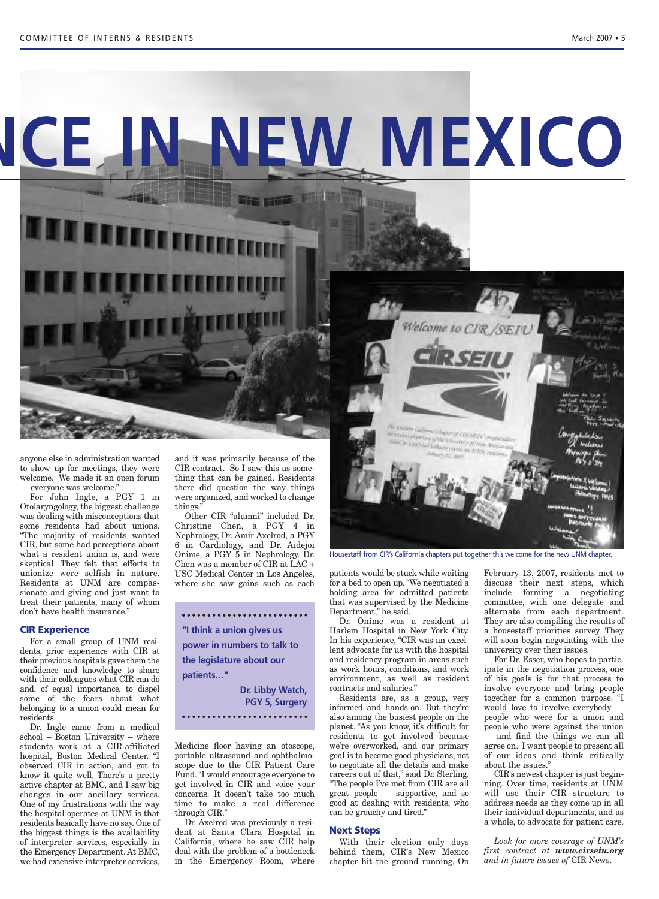# NCE IN NEW MEXICO

anyone else in administration wanted to show up for meetings, they were welcome. We made it an open forum — everyone was welcome."

For John Ingle, a PGY 1 in Otolaryngology, the biggest challenge was dealing with misconceptions that some residents had about unions. "The majority of residents wanted CIR, but some had perceptions about what a resident union is, and were skeptical. They felt that efforts to unionize were selfish in nature. Residents at UNM are compassionate and giving and just want to treat their patients, many of whom don't have health insurance."

### CIR Experience

For a small group of UNM residents, prior experience with CIR at their previous hospitals gave them the confidence and knowledge to share with their colleagues what CIR can do and, of equal importance, to dispel some of the fears about what belonging to a union could mean for residents.

Dr. Ingle came from a medical school – Boston University – where students work at a CIR-affiliated hospital, Boston Medical Center. "I observed CIR in action, and got to know it quite well. There's a pretty active chapter at BMC, and I saw big changes in our ancillary services. One of my frustrations with the way the hospital operates at UNM is that residents basically have no say. One of the biggest things is the availability of interpreter services, especially in the Emergency Department. At BMC, we had extensive interpreter services, and it was primarily because of the CIR contract. So I saw this as something that can be gained. Residents there did question the way things were organized, and worked to change things."

Other CIR "alumni" included Dr. Christine Chen, a PGY 4 in Nephrology, Dr. Amir Axelrod, a PGY 6 in Cardiology, and Dr. Aidejoi Onime, a PGY 5 in Nephrology. Dr. Chen was a member of CIR at LAC + USC Medical Center in Los Angeles, where she saw gains such as each Medicine floor having an otoscope, portable ultrasound and ophthalmoscope due to the CIR Patient Care Fund. "I would encourage everyone to get involved in CIR and voice your concerns. It doesn't take too much time to make a real difference through CIR."

> **"I think a union gives us power in numbers to talk to the legislature about our patients..."**
>
> **Dr. Libby Watch, PGY 5, Surgery**

Dr. Axelrod was previously a resident at Santa Clara Hospital in California, where he saw CIR help deal with the problem of a bottleneck in the Emergency Room, where patients would be stuck while waiting for a bed to open up. "We negotiated a holding area for admitted patients that was supervised by the Medicine Department," he said.

Dr. Onime was a resident at Harlem Hospital in New York City. In his experience, "CIR was an excellent advocate for us with the hospital and residency program in areas such as work hours, conditions, and work environment, as well as resident contracts and salaries."

Residents are, as a group, very informed and hands-on. But they're also among the busiest people on the planet. "As you know, it's difficult for residents to get involved because we're overworked, and our primary goal is to become good physicians, not to negotiate all the details and make careers out of that," said Dr. Sterling. "The people I've met from CIR are all great people — supportive, and so good at dealing with residents, who can be grouchy and tired."

Housestaff from CIR's California chapters put together this welcome for the new UNM chapter.

### Next Steps

With their election only days behind them, CIR's New Mexico chapter hit the ground running. On February 13, 2007, residents met to discuss their next steps, which include forming a negotiating committee, with one delegate and alternate from each department. They are also compiling the results of a housestaff priorities survey. They will soon begin negotiating with the university over their issues.

For Dr. Esser, who hopes to participate in the negotiation process, one of his goals is for that process to involve everyone and bring people together for a common purpose. "I would love to involve everybody — people who were for a union and people who were against the union — and find the things we can all agree on. I want people to present all of our ideas and think critically about the issues."

CIR's newest chapter is just beginning. Over time, residents at UNM will use their CIR structure to address needs as they come up in all their individual departments, and as a whole, to advocate for patient care.

*Look for more coverage of UNM's first contract at **www.cirseiu.org** and in future issues of* CIR News.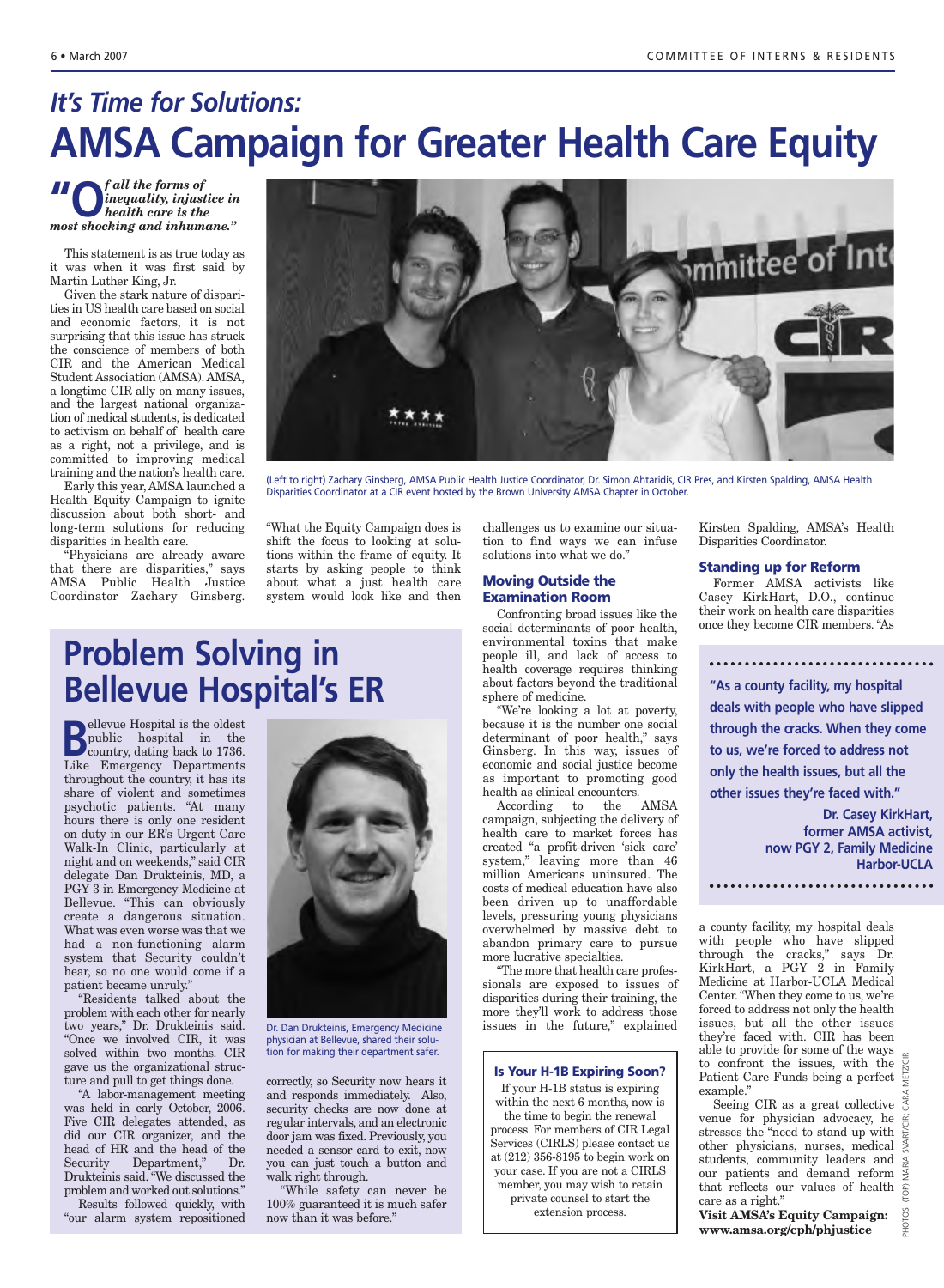## *It's Time for Solutions:*

# AMSA Campaign for Greater Health Care Equity

***"Of all the forms of inequality, injustice in health care is the most shocking and inhumane."***

This statement is as true today as it was when it was first said by Martin Luther King, Jr.

Given the stark nature of disparities in US health care based on social and economic factors, it is not surprising that this issue has struck the conscience of members of both CIR and the American Medical Student Association (AMSA). AMSA, a longtime CIR ally on many issues, and the largest national organization of medical students, is dedicated to activism on behalf of health care as a right, not a privilege, and is committed to improving medical training and the nation's health care.

Early this year, AMSA launched a Health Equity Campaign to ignite discussion about both short- and long-term solutions for reducing disparities in health care.

"Physicians are already aware that there are disparities," says AMSA Public Health Justice Coordinator Zachary Ginsberg. "What the Equity Campaign does is shift the focus to looking at solutions within the frame of equity. It starts by asking people to think about what a just health care system would look like and then challenges us to examine our situation to find ways we can infuse solutions into what we do."

(Left to right) Zachary Ginsberg, AMSA Public Health Justice Coordinator, Dr. Simon Ahtaridis, CIR Pres, and Kirsten Spalding, AMSA Health Disparities Coordinator at a CIR event hosted by the Brown University AMSA Chapter in October.

### Moving Outside the Examination Room

Confronting broad issues like the social determinants of poor health, environmental toxins that make people ill, and lack of access to health coverage requires thinking about factors beyond the traditional sphere of medicine.

"We're looking a lot at poverty, because it is the number one social determinant of poor health," says Ginsberg. "In this way, issues of economic and social justice become as important to promoting good health as clinical encounters."

According to the AMSA campaign, subjecting the delivery of health care to market forces has created "a profit-driven 'sick care' system," leaving more than 46 million Americans uninsured. The costs of medical education have also been driven up to unaffordable levels, pressuring young physicians overwhelmed by massive debt to abandon primary care to pursue more lucrative specialties.

"The more that health care professionals are exposed to issues of disparities during their training, the more they'll work to address those issues in the future," explained Kirsten Spalding, AMSA's Health Disparities Coordinator.

### Standing up for Reform

Former AMSA activists like Casey KirkHart, D.O., continue their work on health care disparities once they become CIR members. "As a county facility, my hospital deals with people who have slipped through the cracks," says Dr. KirkHart, a PGY 2 in Family Medicine at Harbor-UCLA Medical Center. "When they come to us, we're forced to address not only the health issues, but all the other issues they're faced with. CIR has been able to provide for some of the ways to confront the issues, with the Patient Care Funds being a perfect example."

> **"As a county facility, my hospital deals with people who have slipped through the cracks. When they come to us, we're forced to address not only the health issues, but all the other issues they're faced with."**
>
> **Dr. Casey KirkHart, former AMSA activist, now PGY 2, Family Medicine Harbor-UCLA**

Seeing CIR as a great collective venue for physician advocacy, he stresses the "need to stand up with other physicians, nurses, medical students, community leaders and our patients and demand reform that reflects our values of health care as a right."

**Visit AMSA's Equity Campaign: www.amsa.org/cph/phjustice**

# Problem Solving in Bellevue Hospital's ER

Bellevue Hospital is the oldest public hospital in the country, dating back to 1736. Like Emergency Departments throughout the country, it has its share of violent and sometimes psychotic patients. "At many hours there is only one resident on duty in our ER's Urgent Care Walk-In Clinic, particularly at night and on weekends," said CIR delegate Dan Drukteinis, MD, a PGY 3 in Emergency Medicine at Bellevue. "This can obviously create a dangerous situation. What was even worse was that we had a non-functioning alarm system that Security couldn't hear, so no one would come if a patient became unruly."

"Residents talked about the problem with each other for nearly two years," Dr. Drukteinis said. "Once we involved CIR, it was solved within two months. CIR gave us the organizational structure and pull to get things done.

"A labor-management meeting was held in early October, 2006. Five CIR delegates attended, as did our CIR organizer, and the head of HR and the head of the Security Department," Dr. Drukteinis said. "We discussed the problem and worked out solutions."

Results followed quickly, with "our alarm system repositioned correctly, so Security now hears it and responds immediately. Also, security checks are now done at regular intervals, and an electronic door jam was fixed. Previously, you needed a sensor card to exit, now you can just touch a button and walk right through.

"While safety can never be 100% guaranteed it is much safer now than it was before."

Dr. Dan Drukteinis, Emergency Medicine physician at Bellevue, shared their solution for making their department safer.

### Is Your H-1B Expiring Soon?

If your H-1B status is expiring within the next 6 months, now is the time to begin the renewal process. For members of CIR Legal Services (CIRLS) please contact us at (212) 356-8195 to begin work on your case. If you are not a CIRLS member, you may wish to retain private counsel to start the extension process.

PHOTOS: (TOP) MARIA SVART/CIR; CARA METZ/CIR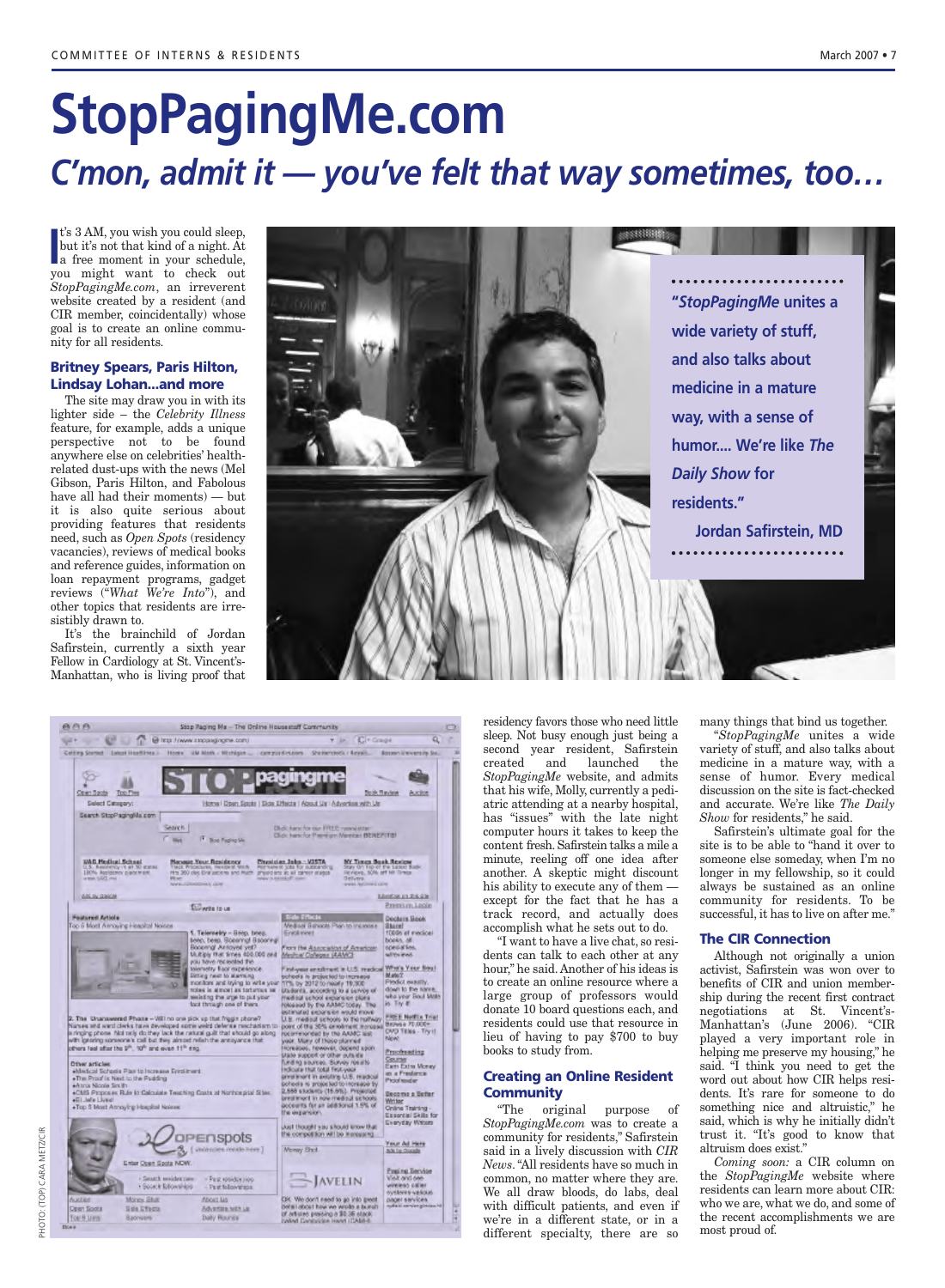# StopPagingMe.com

## C'mon, admit it — you've felt that way sometimes, too…

It's 3 AM, you wish you could sleep, but it's not that kind of a night. At a free moment in your schedule, you might want to check out *StopPagingMe.com*, an irreverent website created by a resident (and CIR member, coincidentally) whose goal is to create an online community for all residents.

### Britney Spears, Paris Hilton, Lindsay Lohan…and more

The site may draw you in with its lighter side – the *Celebrity Illness* feature, for example, adds a unique perspective not to be found anywhere else on celebrities' health-related dust-ups with the news (Mel Gibson, Paris Hilton, and Fabolous have all had their moments) — but it is also quite serious about providing features that residents need, such as *Open Spots* (residency vacancies), reviews of medical books and reference guides, information on loan repayment programs, gadget reviews ("*What We're Into*"), and other topics that residents are irresistibly drawn to.

It's the brainchild of Jordan Safirstein, currently a sixth year Fellow in Cardiology at St. Vincent's-Manhattan, who is living proof that residency favors those who need little sleep. Not busy enough just being a second year resident, Safirstein created and launched the *StopPagingMe* website, and admits that his wife, Molly, currently a pediatric attending at a nearby hospital, has "issues" with the late night computer hours it takes to keep the content fresh. Safirstein talks a mile a minute, reeling off one idea after another. A skeptic might discount his ability to execute any of them — except for the fact that he has a track record, and actually does accomplish what he sets out to do.

"I want to have a live chat, so residents can talk to each other at any hour," he said. Another of his ideas is to create an online resource where a large group of professors would donate 10 board questions each, and residents could use that resource in lieu of having to pay $700 to buy books to study from.

> "*StopPagingMe* unites a wide variety of stuff, and also talks about medicine in a mature way, with a sense of humor.... We're like *The Daily Show* for residents."
>
> **Jordan Safirstein, MD**

### Creating an Online Resident Community

"The original purpose of *StopPagingMe.com* was to create a community for residents," Safirstein said in a lively discussion with *CIR News*. "All residents have so much in common, no matter where they are. We all draw bloods, do labs, deal with difficult patients, and even if we're in a different state, or in a different specialty, there are so many things that bind us together.

"*StopPagingMe* unites a wide variety of stuff, and also talks about medicine in a mature way, with a sense of humor. Every medical discussion on the site is fact-checked and accurate. We're like *The Daily Show* for residents," he said.

Safirstein's ultimate goal for the site is to be able to "hand it over to someone else someday, when I'm no longer in my fellowship, so it could always be sustained as an online community for residents. To be successful, it has to live on after me."

### The CIR Connection

Although not originally a union activist, Safirstein was won over to benefits of CIR and union membership during the recent first contract negotiations at St. Vincent's-Manhattan's (June 2006). "CIR played a very important role in helping me preserve my housing," he said. "I think you need to get the word out about how CIR helps residents. It's rare for someone to do something nice and altruistic," he said, which is why he initially didn't trust it. "It's good to know that altruism does exist."

*Coming soon:* a CIR column on the *StopPagingMe* website where residents can learn more about CIR: who we are, what we do, and some of the recent accomplishments we are most proud of.

PHOTO: (TOP) CARA METZ/CIR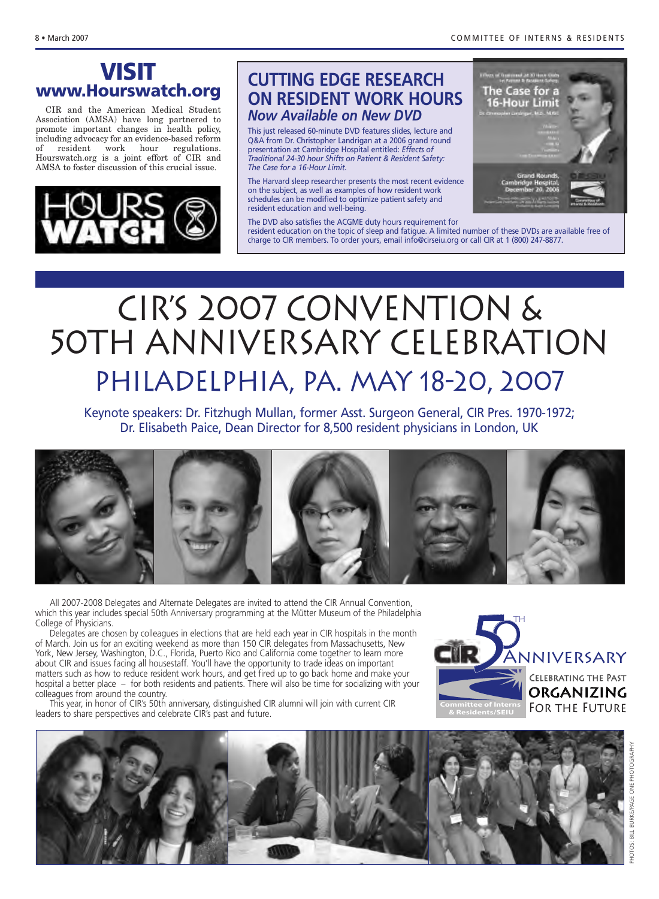# VISIT www.Hourswatch.org

CIR and the American Medical Student Association (AMSA) have long partnered to promote important changes in health policy, including advocacy for an evidence-based reform of resident work hour regulations. Hourswatch.org is a joint effort of CIR and AMSA to foster discussion of this crucial issue.

## CUTTING EDGE RESEARCH ON RESIDENT WORK HOURS

### *Now Available on New DVD*

This just released 60-minute DVD features slides, lecture and Q&A from Dr. Christopher Landrigan at a 2006 grand round presentation at Cambridge Hospital entitled: *Effects of Traditional 24-30 hour Shifts on Patient & Resident Safety: The Case for a 16-Hour Limit.*

The Harvard sleep researcher presents the most recent evidence on the subject, as well as examples of how resident work schedules can be modified to optimize patient safety and resident education and well-being.

The DVD also satisfies the ACGME duty hours requirement for resident education on the topic of sleep and fatigue. A limited number of these DVDs are available free of charge to CIR members. To order yours, email info@cirseiu.org or call CIR at 1 (800) 247-8877.

# CIR'S 2007 CONVENTION & 50TH ANNIVERSARY CELEBRATION

## PHILADELPHIA, PA. MAY 18-20, 2007

Keynote speakers: Dr. Fitzhugh Mullan, former Asst. Surgeon General, CIR Pres. 1970-1972; Dr. Elisabeth Paice, Dean Director for 8,500 resident physicians in London, UK

All 2007-2008 Delegates and Alternate Delegates are invited to attend the CIR Annual Convention, which this year includes special 50th Anniversary programming at the Mütter Museum of the Philadelphia College of Physicians.

Delegates are chosen by colleagues in elections that are held each year in CIR hospitals in the month of March. Join us for an exciting weekend as more than 150 CIR delegates from Massachusetts, New York, New Jersey, Washington, D.C., Florida, Puerto Rico and California come together to learn more about CIR and issues facing all housestaff. You'll have the opportunity to trade ideas on important matters such as how to reduce resident work hours, and get fired up to go back home and make your hospital a better place – for both residents and patients. There will also be time for socializing with your colleagues from around the country.

This year, in honor of CIR's 50th anniversary, distinguished CIR alumni will join with current CIR leaders to share perspectives and celebrate CIR's past and future.

CIR 50TH ANNIVERSARY
Committee of Interns & Residents/SEIU
CELEBRATING THE PAST
ORGANIZING
FOR THE FUTURE

PHOTOS: BILL BURKE/PAGE ONE PHOTOGRAPHY